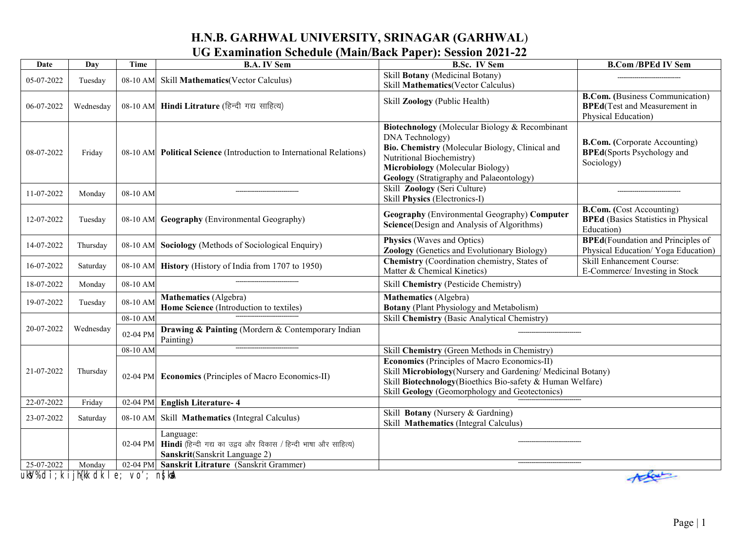# H.N.B. GARHWAL UNIVERSITY, SRINAGAR (GARHWAL)

## UG Examination Schedule (Main/Back Paper): Session 2021-22

| Date | Day | Time | B.A. IV Sem | B.Sc. IV Sem | B.Com /BPEd IV Sem |
|---|---|---|---|---|---|
| 05-07-2022 | Tuesday | 08-10 AM | Skill **Mathematics**(Vector Calculus) | Skill **Botany** (Medicinal Botany)<br>Skill **Mathematics**(Vector Calculus) | ------------------------------ |
| 06-07-2022 | Wednesday | 08-10 AM | **Hindi Litrature** (हिन्दी गद्य साहित्य) | Skill **Zoology** (Public Health) | **B.Com.** (Business Communication)<br>**BPEd**(Test and Measurement in Physical Education) |
| 08-07-2022 | Friday | 08-10 AM | **Political Science** (Introduction to International Relations) | **Biotechnology** (Molecular Biology & Recombinant DNA Technology)<br>**Bio. Chemistry** (Molecular Biology, Clinical and Nutritional Biochemistry)<br>**Microbiology** (Molecular Biology)<br>**Geology** (Stratigraphy and Palaeontology) | **B.Com.** (Corporate Accounting)<br>**BPEd**(Sports Psychology and Sociology) |
| 11-07-2022 | Monday | 08-10 AM | ------------------------------ | Skill **Zoology** (Seri Culture)<br>Skill **Physics** (Electronics-I) | ------------------------------ |
| 12-07-2022 | Tuesday | 08-10 AM | **Geography** (Environmental Geography) | **Geography** (Environmental Geography) **Computer Science**(Design and Analysis of Algorithms) | **B.Com.** (Cost Accounting)<br>**BPEd** (Basics Statistics in Physical Education) |
| 14-07-2022 | Thursday | 08-10 AM | **Sociology** (Methods of Sociological Enquiry) | **Physics** (Waves and Optics)<br>**Zoology** (Genetics and Evolutionary Biology) | **BPEd**(Foundation and Principles of Physical Education/ Yoga Education) |
| 16-07-2022 | Saturday | 08-10 AM | **History** (History of India from 1707 to 1950) | **Chemistry** (Coordination chemistry, States of Matter & Chemical Kinetics) | Skill Enhancement Course:<br>E-Commerce/ Investing in Stock |
| 18-07-2022 | Monday | 08-10 AM | ------------------------------ | Skill **Chemistry** (Pesticide Chemistry) | |
| 19-07-2022 | Tuesday | 08-10 AM | **Mathematics** (Algebra)<br>**Home Science** (Introduction to textiles) | **Mathematics** (Algebra)<br>**Botany** (Plant Physiology and Metabolism) | |
| 20-07-2022 | Wednesday | 08-10 AM | ------------------------------ | Skill **Chemistry** (Basic Analytical Chemistry) | |
| | | 02-04 PM | **Drawing & Painting** (Mordern & Contemporary Indian Painting) | ------------------------------ | |
| 21-07-2022 | Thursday | 08-10 AM | ------------------------------ | Skill **Chemistry** (Green Methods in Chemistry) | |
| | | 02-04 PM | **Economics** (Principles of Macro Economics-II) | **Economics** (Principles of Macro Economics-II)<br>Skill **Microbiology**(Nursery and Gardening/ Medicinal Botany)<br>Skill **Biotechnology**(Bioethics Bio-safety & Human Welfare)<br>Skill **Geology** (Geomorphology and Geotectonics) | |
| 22-07-2022 | Friday | 02-04 PM | **English Literature- 4** | ------------------------------ | |
| 23-07-2022 | Saturday | 08-10 AM | Skill **Mathematics** (Integral Calculus) | Skill **Botany** (Nursery & Gardning)<br>Skill **Mathematics** (Integral Calculus) | |
| | | 02-04 PM | Language:<br>**Hindi** (हिन्दी गद्य का उद्वव और विकास / हिन्दी भाषा और साहित्य)<br>**Sanskrit**(Sanskrit Language 2) | ------------------------------ | |
| 25-07-2022 | Monday | 02-04 PM | **Sanskrit Litrature** (Sanskrit Grammer) | ------------------------------ | |

uksV%dlh;kijh{kk dk le; vo'; ns[ksaA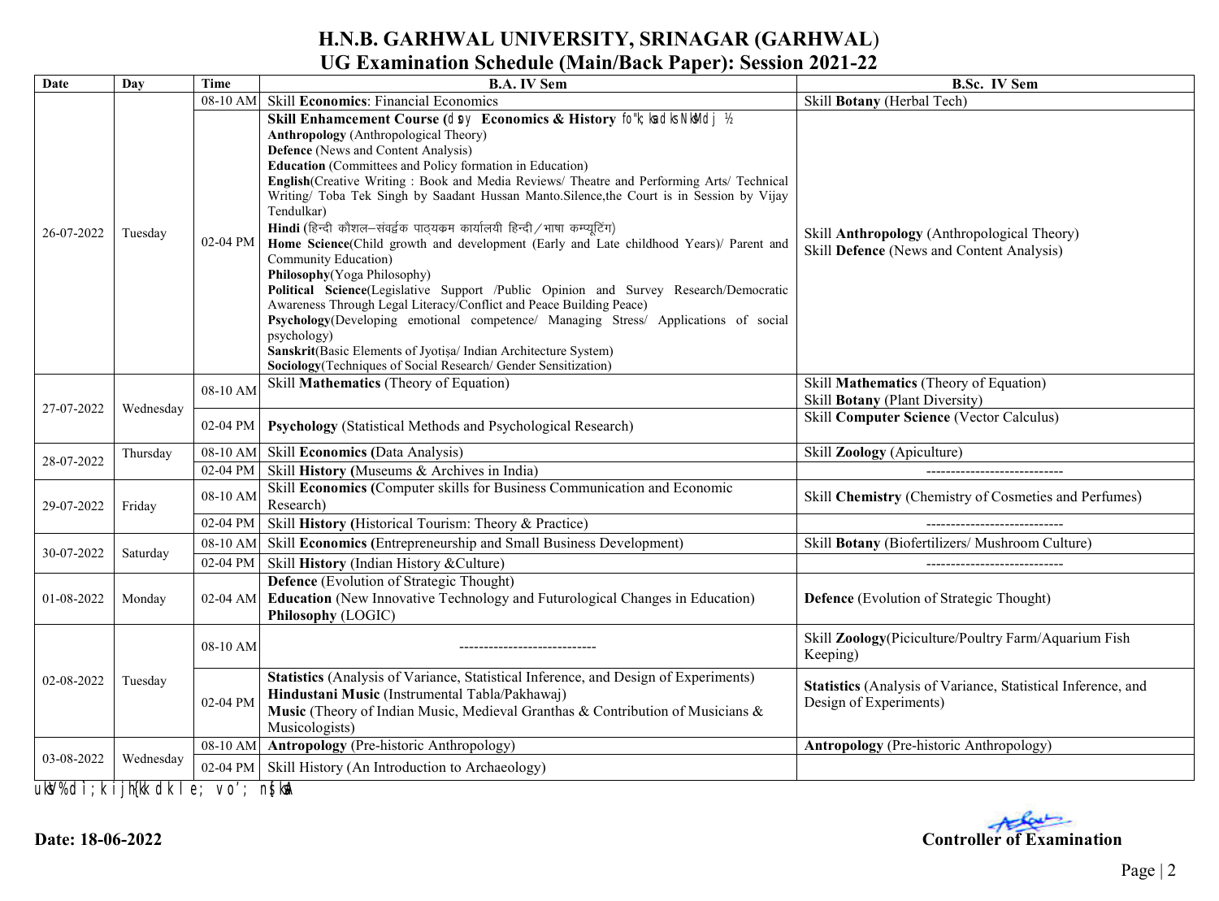# H.N.B. GARHWAL UNIVERSITY, SRINAGAR (GARHWAL)

## UG Examination Schedule (Main/Back Paper): Session 2021-22

| Date | Day | Time | B.A. IV Sem | B.Sc. IV Sem |
|---|---|---|---|---|
| 26-07-2022 | Tuesday | 08-10 AM | Skill **Economics**: Financial Economics | Skill **Botany** (Herbal Tech) |
| | | 02-04 PM | **Skill Enhancement Course (dsoy Economics & History fo"k;ksa dks NksM+dj ½**<br>**Anthropology** (Anthropological Theory)<br>**Defence** (News and Content Analysis)<br>**Education** (Committees and Policy formation in Education)<br>**English**(Creative Writing : Book and Media Reviews/ Theatre and Performing Arts/ Technical Writing/ Toba Tek Singh by Saadant Hussan Manto.Silence,the Court is in Session by Vijay Tendulkar)<br>**Hindi** (हिन्दी कौशल–संवर्द्धक पाठ्यक्रम कार्यालयी हिन्दी / भाषा कम्प्यूटिंग)<br>**Home Science**(Child growth and development (Early and Late childhood Years)/ Parent and Community Education)<br>**Philosophy**(Yoga Philosophy)<br>**Political Science**(Legislative Support /Public Opinion and Survey Research/Democratic Awareness Through Legal Literacy/Conflict and Peace Building Peace)<br>**Psychology**(Developing emotional competence/ Managing Stress/ Applications of social psychology)<br>**Sanskrit**(Basic Elements of Jyotiṣa/ Indian Architecture System)<br>**Sociology**(Techniques of Social Research/ Gender Sensitization) | Skill **Anthropology** (Anthropological Theory)<br>Skill **Defence** (News and Content Analysis) |
| 27-07-2022 | Wednesday | 08-10 AM | Skill **Mathematics** (Theory of Equation) | Skill **Mathematics** (Theory of Equation)<br>Skill **Botany** (Plant Diversity) |
| | | 02-04 PM | **Psychology** (Statistical Methods and Psychological Research) | Skill **Computer Science** (Vector Calculus) |
| 28-07-2022 | Thursday | 08-10 AM | Skill **Economics (**Data Analysis) | Skill **Zoology** (Apiculture) |
| | | 02-04 PM | Skill **History (**Museums & Archives in India) | ---------------------------- |
| 29-07-2022 | Friday | 08-10 AM | Skill **Economics (**Computer skills for Business Communication and Economic Research) | Skill **Chemistry** (Chemistry of Cosmeties and Perfumes) |
| | | 02-04 PM | Skill **History (**Historical Tourism: Theory & Practice) | ---------------------------- |
| 30-07-2022 | Saturday | 08-10 AM | Skill **Economics (**Entrepreneurship and Small Business Development) | Skill **Botany** (Biofertilizers/ Mushroom Culture) |
| | | 02-04 PM | Skill **History** (Indian History &Culture) | ---------------------------- |
| 01-08-2022 | Monday | 02-04 AM | **Defence** (Evolution of Strategic Thought)<br>**Education** (New Innovative Technology and Futurological Changes in Education)<br>**Philosophy** (LOGIC) | **Defence** (Evolution of Strategic Thought) |
| 02-08-2022 | Tuesday | 08-10 AM | ---------------------------- | Skill **Zoology**(Piciculture/Poultry Farm/Aquarium Fish Keeping) |
| | | 02-04 PM | **Statistics** (Analysis of Variance, Statistical Inference, and Design of Experiments)<br>**Hindustani Music** (Instrumental Tabla/Pakhawaj)<br>**Music** (Theory of Indian Music, Medieval Granthas & Contribution of Musicians & Musicologists) | **Statistics** (Analysis of Variance, Statistical Inference, and Design of Experiments) |
| 03-08-2022 | Wednesday | 08-10 AM | **Antropology** (Pre-historic Anthropology) | **Antropology** (Pre-historic Anthropology) |
| | | 02-04 PM | Skill History (An Introduction to Archaeology) | |

uksV%dk;Z ijh{kk dk le; vo'; ns[ksa

**Date: 18-06-2022**

**Controller of Examination**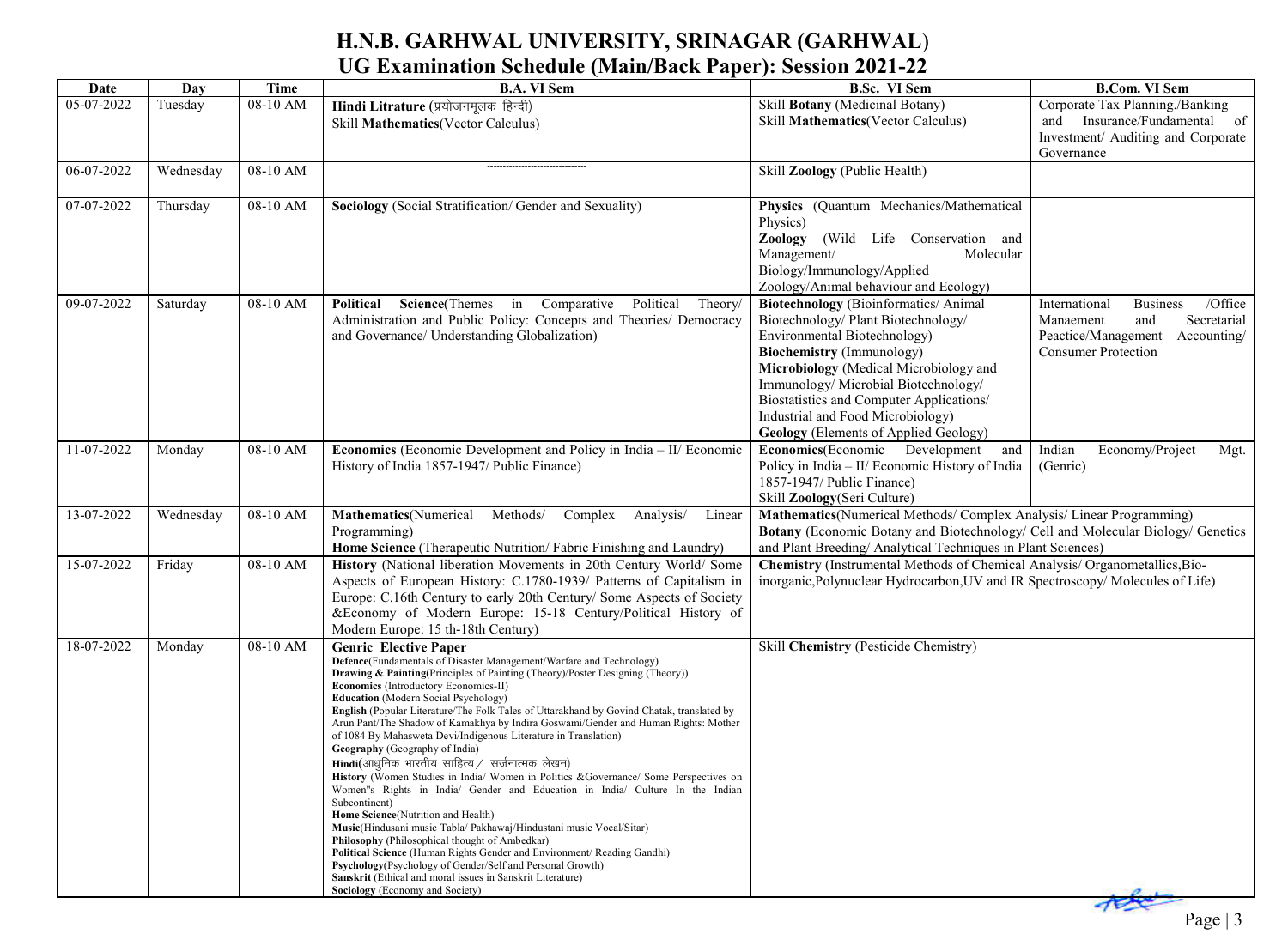# H.N.B. GARHWAL UNIVERSITY, SRINAGAR (GARHWAL)

## UG Examination Schedule (Main/Back Paper): Session 2021-22

| Date | Day | Time | B.A. VI Sem | B.Sc. VI Sem | B.Com. VI Sem |
|---|---|---|---|---|---|
| 05-07-2022 | Tuesday | 08-10 AM | **Hindi Litrature** (प्रयोजनमूलक हिन्दी)<br>Skill **Mathematics**(Vector Calculus) | Skill **Botany** (Medicinal Botany)<br>Skill **Mathematics**(Vector Calculus) | Corporate Tax Planning./Banking and Insurance/Fundamental of Investment/ Auditing and Corporate Governance |
| 06-07-2022 | Wednesday | 08-10 AM | ------------------------------- | Skill **Zoology** (Public Health) | |
| 07-07-2022 | Thursday | 08-10 AM | **Sociology** (Social Stratification/ Gender and Sexuality) | **Physics** (Quantum Mechanics/Mathematical Physics)<br>**Zoology** (Wild Life Conservation and Management/ Molecular Biology/Immunology/Applied Zoology/Animal behaviour and Ecology) | |
| 09-07-2022 | Saturday | 08-10 AM | **Political Science**(Themes in Comparative Political Theory/ Administration and Public Policy: Concepts and Theories/ Democracy and Governance/ Understanding Globalization) | **Biotechnology** (Bioinformatics/ Animal Biotechnology/ Plant Biotechnology/ Environmental Biotechnology)<br>**Biochemistry** (Immunology)<br>**Microbiology** (Medical Microbiology and Immunology/ Microbial Biotechnology/ Biostatistics and Computer Applications/ Industrial and Food Microbiology)<br>**Geology** (Elements of Applied Geology) | International Business /Office Manaement and Secretarial Peactice/Management Accounting/ Consumer Protection |
| 11-07-2022 | Monday | 08-10 AM | **Economics** (Economic Development and Policy in India – II/ Economic History of India 1857-1947/ Public Finance) | **Economics**(Economic Development and Policy in India – II/ Economic History of India 1857-1947/ Public Finance)<br>Skill **Zoology**(Seri Culture) | Indian Economy/Project Mgt. (Genric) |
| 13-07-2022 | Wednesday | 08-10 AM | **Mathematics**(Numerical Methods/ Complex Analysis/ Linear Programming)<br>**Home Science** (Therapeutic Nutrition/ Fabric Finishing and Laundry) | **Mathematics**(Numerical Methods/ Complex Analysis/ Linear Programming)<br>**Botany** (Economic Botany and Biotechnology/ Cell and Molecular Biology/ Genetics and Plant Breeding/ Analytical Techniques in Plant Sciences) | |
| 15-07-2022 | Friday | 08-10 AM | **History** (National liberation Movements in 20th Century World/ Some Aspects of European History: C.1780-1939/ Patterns of Capitalism in Europe: C.16th Century to early 20th Century/ Some Aspects of Society &Economy of Modern Europe: 15-18 Century/Political History of Modern Europe: 15 th-18th Century) | **Chemistry** (Instrumental Methods of Chemical Analysis/ Organometallics,Bio-inorganic,Polynuclear Hydrocarbon,UV and IR Spectroscopy/ Molecules of Life) | |
| 18-07-2022 | Monday | 08-10 AM | **Genric Elective Paper**<br>**Defence**(Fundamentals of Disaster Management/Warfare and Technology)<br>**Drawing & Painting**(Principles of Painting (Theory)/Poster Designing (Theory))<br>**Economics** (Introductory Economics-II)<br>**Education** (Modern Social Psychology)<br>**English** (Popular Literature/The Folk Tales of Uttarakhand by Govind Chatak, translated by Arun Pant/The Shadow of Kamakhya by Indira Goswami/Gender and Human Rights: Mother of 1084 By Mahasweta Devi/Indigenous Literature in Translation)<br>**Geography** (Geography of India)<br>**Hindi**(आधुनिक भारतीय साहित्य / सर्जनात्मक लेखन)<br>**History** (Women Studies in India/ Women in Politics &Governance/ Some Perspectives on Women"s Rights in India/ Gender and Education in India/ Culture In the Indian Subcontinent)<br>**Home Science**(Nutrition and Health)<br>**Music**(Hindusani music Tabla/ Pakhawaj/Hindustani music Vocal/Sitar)<br>**Philosophy** (Philosophical thought of Ambedkar)<br>**Political Science** (Human Rights Gender and Environment/ Reading Gandhi)<br>**Psychology**(Psychology of Gender/Self and Personal Growth)<br>**Sanskrit** (Ethical and moral issues in Sanskrit Literature)<br>**Sociology** (Economy and Society) | Skill **Chemistry** (Pesticide Chemistry) | |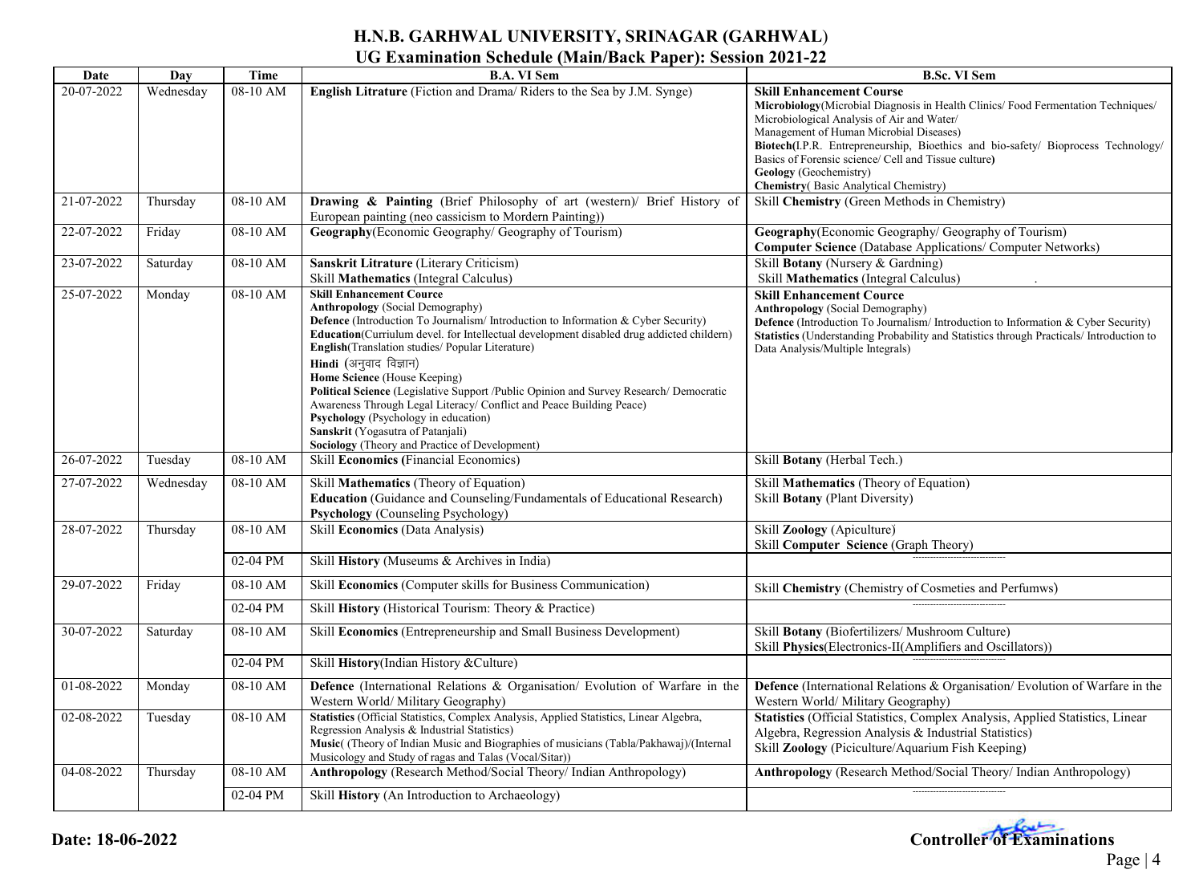# H.N.B. GARHWAL UNIVERSITY, SRINAGAR (GARHWAL)

## UG Examination Schedule (Main/Back Paper): Session 2021-22

| Date | Day | Time | B.A. VI Sem | B.Sc. VI Sem |
|---|---|---|---|---|
| 20-07-2022 | Wednesday | 08-10 AM | **English Litrature** (Fiction and Drama/ Riders to the Sea by J.M. Synge) | **Skill Enhancement Course**<br>**Microbiology**(Microbial Diagnosis in Health Clinics/ Food Fermentation Techniques/ Microbiological Analysis of Air and Water/ Management of Human Microbial Diseases)<br>**Biotech(**I.P.R. Entrepreneurship, Bioethics and bio-safety/ Bioprocess Technology/ Basics of Forensic science/ Cell and Tissue culture**)**<br>**Geology** (Geochemistry)<br>**Chemistry**( Basic Analytical Chemistry) |
| 21-07-2022 | Thursday | 08-10 AM | **Drawing & Painting** (Brief Philosophy of art (western)/ Brief History of European painting (neo cassicism to Mordern Painting)) | Skill **Chemistry** (Green Methods in Chemistry) |
| 22-07-2022 | Friday | 08-10 AM | **Geography**(Economic Geography/ Geography of Tourism) | **Geography**(Economic Geography/ Geography of Tourism)<br>**Computer Science** (Database Applications/ Computer Networks) |
| 23-07-2022 | Saturday | 08-10 AM | **Sanskrit Litrature** (Literary Criticism)<br>Skill **Mathematics** (Integral Calculus) | Skill **Botany** (Nursery & Gardning)<br>Skill **Mathematics** (Integral Calculus) |
| 25-07-2022 | Monday | 08-10 AM | **Skill Enhancement Cource**<br>**Anthropology** (Social Demography)<br>**Defence** (Introduction To Journalism/ Introduction to Information & Cyber Security)<br>**Education**(Curriulum devel. for Intellectual development disabled drug addicted childern)<br>**English**(Translation studies/ Popular Literature)<br>**Hindi** (अनुवाद विज्ञान)<br>**Home Science** (House Keeping)<br>**Political Science** (Legislative Support /Public Opinion and Survey Research/ Democratic Awareness Through Legal Literacy/ Conflict and Peace Building Peace)<br>**Psychology** (Psychology in education)<br>**Sanskrit** (Yogasutra of Patanjali)<br>**Sociology** (Theory and Practice of Development) | **Skill Enhancement Cource**<br>**Anthropology** (Social Demography)<br>**Defence** (Introduction To Journalism/ Introduction to Information & Cyber Security)<br>**Statistics** (Understanding Probability and Statistics through Practicals/ Introduction to Data Analysis/Multiple Integrals) |
| 26-07-2022 | Tuesday | 08-10 AM | Skill **Economics (**Financial Economics) | Skill **Botany** (Herbal Tech.) |
| 27-07-2022 | Wednesday | 08-10 AM | Skill **Mathematics** (Theory of Equation)<br>**Education** (Guidance and Counseling/Fundamentals of Educational Research)<br>**Psychology** (Counseling Psychology) | Skill **Mathematics** (Theory of Equation)<br>Skill **Botany** (Plant Diversity) |
| 28-07-2022 | Thursday | 08-10 AM | Skill **Economics** (Data Analysis) | Skill **Zoology** (Apiculture)<br>Skill **Computer Science** (Graph Theory) |
| | | 02-04 PM | Skill **History** (Museums & Archives in India) | -------------------------------- |
| 29-07-2022 | Friday | 08-10 AM | Skill **Economics** (Computer skills for Business Communication) | Skill **Chemistry** (Chemistry of Cosmeties and Perfumws) |
| | | 02-04 PM | Skill **History** (Historical Tourism: Theory & Practice) | -------------------------------- |
| 30-07-2022 | Saturday | 08-10 AM | Skill **Economics** (Entrepreneurship and Small Business Development) | Skill **Botany** (Biofertilizers/ Mushroom Culture)<br>Skill **Physics**(Electronics-II(Amplifiers and Oscillators)) |
| | | 02-04 PM | Skill **History**(Indian History &Culture) | -------------------------------- |
| 01-08-2022 | Monday | 08-10 AM | **Defence** (International Relations & Organisation/ Evolution of Warfare in the Western World/ Military Geography) | **Defence** (International Relations & Organisation/ Evolution of Warfare in the Western World/ Military Geography) |
| 02-08-2022 | Tuesday | 08-10 AM | **Statistics** (Official Statistics, Complex Analysis, Applied Statistics, Linear Algebra, Regression Analysis & Industrial Statistics)<br>**Music**( (Theory of Indian Music and Biographies of musicians (Tabla/Pakhawaj)/(Internal Musicology and Study of ragas and Talas (Vocal/Sitar)) | **Statistics** (Official Statistics, Complex Analysis, Applied Statistics, Linear Algebra, Regression Analysis & Industrial Statistics)<br>Skill **Zoology** (Piciculture/Aquarium Fish Keeping) |
| 04-08-2022 | Thursday | 08-10 AM | **Anthropology** (Research Method/Social Theory/ Indian Anthropology) | **Anthropology** (Research Method/Social Theory/ Indian Anthropology) |
| | | 02-04 PM | Skill **History** (An Introduction to Archaeology) | -------------------------------- |

**Date: 18-06-2022**

**Controller of Examinations**